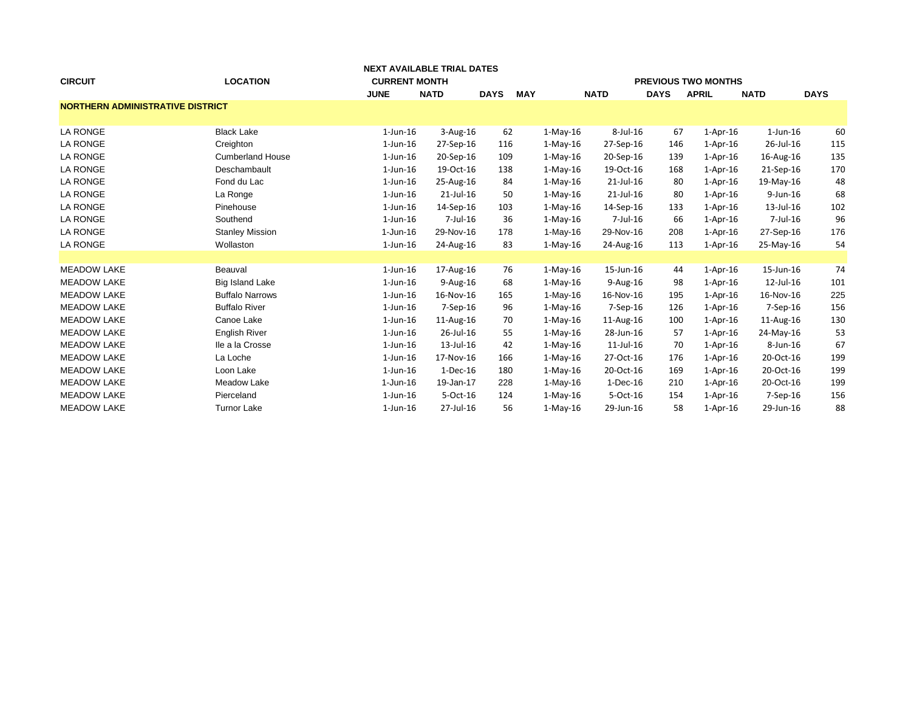| CIRCUIT | LOCATION | NEXT AVAILABLE TRIAL DATES CURRENT MONTH | | | PREVIOUS TWO MONTHS | | | | | |
|---|---|---|---|---|---|---|---|---|---|---|
| | | JUNE | NATD | DAYS | MAY | NATD | DAYS | APRIL | NATD | DAYS |
| **NORTHERN ADMINISTRATIVE DISTRICT** | | | | | | | | | | |
| LA RONGE | Black Lake | 1-Jun-16 | 3-Aug-16 | 62 | 1-May-16 | 8-Jul-16 | 67 | 1-Apr-16 | 1-Jun-16 | 60 |
| LA RONGE | Creighton | 1-Jun-16 | 27-Sep-16 | 116 | 1-May-16 | 27-Sep-16 | 146 | 1-Apr-16 | 26-Jul-16 | 115 |
| LA RONGE | Cumberland House | 1-Jun-16 | 20-Sep-16 | 109 | 1-May-16 | 20-Sep-16 | 139 | 1-Apr-16 | 16-Aug-16 | 135 |
| LA RONGE | Deschambault | 1-Jun-16 | 19-Oct-16 | 138 | 1-May-16 | 19-Oct-16 | 168 | 1-Apr-16 | 21-Sep-16 | 170 |
| LA RONGE | Fond du Lac | 1-Jun-16 | 25-Aug-16 | 84 | 1-May-16 | 21-Jul-16 | 80 | 1-Apr-16 | 19-May-16 | 48 |
| LA RONGE | La Ronge | 1-Jun-16 | 21-Jul-16 | 50 | 1-May-16 | 21-Jul-16 | 80 | 1-Apr-16 | 9-Jun-16 | 68 |
| LA RONGE | Pinehouse | 1-Jun-16 | 14-Sep-16 | 103 | 1-May-16 | 14-Sep-16 | 133 | 1-Apr-16 | 13-Jul-16 | 102 |
| LA RONGE | Southend | 1-Jun-16 | 7-Jul-16 | 36 | 1-May-16 | 7-Jul-16 | 66 | 1-Apr-16 | 7-Jul-16 | 96 |
| LA RONGE | Stanley Mission | 1-Jun-16 | 29-Nov-16 | 178 | 1-May-16 | 29-Nov-16 | 208 | 1-Apr-16 | 27-Sep-16 | 176 |
| LA RONGE | Wollaston | 1-Jun-16 | 24-Aug-16 | 83 | 1-May-16 | 24-Aug-16 | 113 | 1-Apr-16 | 25-May-16 | 54 |
| | | | | | | | | | | |
| MEADOW LAKE | Beauval | 1-Jun-16 | 17-Aug-16 | 76 | 1-May-16 | 15-Jun-16 | 44 | 1-Apr-16 | 15-Jun-16 | 74 |
| MEADOW LAKE | Big Island Lake | 1-Jun-16 | 9-Aug-16 | 68 | 1-May-16 | 9-Aug-16 | 98 | 1-Apr-16 | 12-Jul-16 | 101 |
| MEADOW LAKE | Buffalo Narrows | 1-Jun-16 | 16-Nov-16 | 165 | 1-May-16 | 16-Nov-16 | 195 | 1-Apr-16 | 16-Nov-16 | 225 |
| MEADOW LAKE | Buffalo River | 1-Jun-16 | 7-Sep-16 | 96 | 1-May-16 | 7-Sep-16 | 126 | 1-Apr-16 | 7-Sep-16 | 156 |
| MEADOW LAKE | Canoe Lake | 1-Jun-16 | 11-Aug-16 | 70 | 1-May-16 | 11-Aug-16 | 100 | 1-Apr-16 | 11-Aug-16 | 130 |
| MEADOW LAKE | English River | 1-Jun-16 | 26-Jul-16 | 55 | 1-May-16 | 28-Jun-16 | 57 | 1-Apr-16 | 24-May-16 | 53 |
| MEADOW LAKE | Ile a la Crosse | 1-Jun-16 | 13-Jul-16 | 42 | 1-May-16 | 11-Jul-16 | 70 | 1-Apr-16 | 8-Jun-16 | 67 |
| MEADOW LAKE | La Loche | 1-Jun-16 | 17-Nov-16 | 166 | 1-May-16 | 27-Oct-16 | 176 | 1-Apr-16 | 20-Oct-16 | 199 |
| MEADOW LAKE | Loon Lake | 1-Jun-16 | 1-Dec-16 | 180 | 1-May-16 | 20-Oct-16 | 169 | 1-Apr-16 | 20-Oct-16 | 199 |
| MEADOW LAKE | Meadow Lake | 1-Jun-16 | 19-Jan-17 | 228 | 1-May-16 | 1-Dec-16 | 210 | 1-Apr-16 | 20-Oct-16 | 199 |
| MEADOW LAKE | Pierceland | 1-Jun-16 | 5-Oct-16 | 124 | 1-May-16 | 5-Oct-16 | 154 | 1-Apr-16 | 7-Sep-16 | 156 |
| MEADOW LAKE | Turnor Lake | 1-Jun-16 | 27-Jul-16 | 56 | 1-May-16 | 29-Jun-16 | 58 | 1-Apr-16 | 29-Jun-16 | 88 |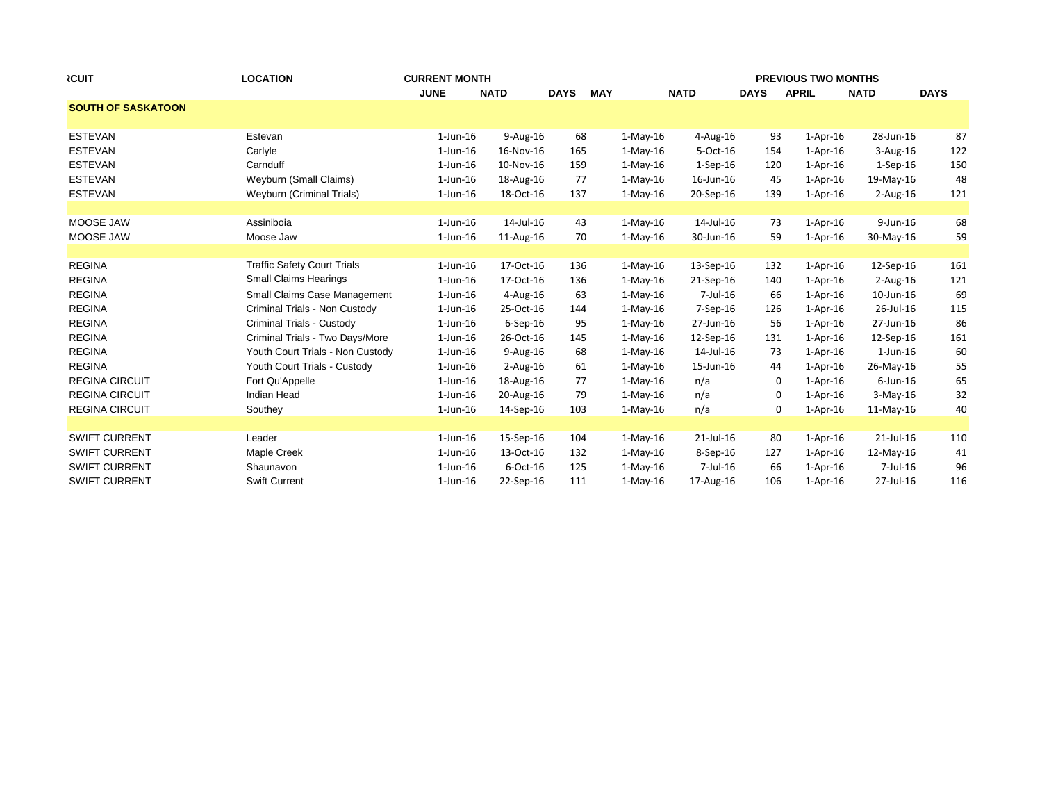| ₹CUIT | LOCATION | CURRENT MONTH | | | | | PREVIOUS TWO MONTHS | | | |
|---|---|---|---|---|---|---|---|---|---|---|
| | | JUNE | NATD | DAYS | MAY | NATD | DAYS | APRIL | NATD | DAYS |
| **SOUTH OF SASKATOON** | | | | | | | | | | |
| ESTEVAN | Estevan | 1-Jun-16 | 9-Aug-16 | 68 | 1-May-16 | 4-Aug-16 | 93 | 1-Apr-16 | 28-Jun-16 | 87 |
| ESTEVAN | Carlyle | 1-Jun-16 | 16-Nov-16 | 165 | 1-May-16 | 5-Oct-16 | 154 | 1-Apr-16 | 3-Aug-16 | 122 |
| ESTEVAN | Carnduff | 1-Jun-16 | 10-Nov-16 | 159 | 1-May-16 | 1-Sep-16 | 120 | 1-Apr-16 | 1-Sep-16 | 150 |
| ESTEVAN | Weyburn (Small Claims) | 1-Jun-16 | 18-Aug-16 | 77 | 1-May-16 | 16-Jun-16 | 45 | 1-Apr-16 | 19-May-16 | 48 |
| ESTEVAN | Weyburn (Criminal Trials) | 1-Jun-16 | 18-Oct-16 | 137 | 1-May-16 | 20-Sep-16 | 139 | 1-Apr-16 | 2-Aug-16 | 121 |
| | | | | | | | | | | |
| MOOSE JAW | Assiniboia | 1-Jun-16 | 14-Jul-16 | 43 | 1-May-16 | 14-Jul-16 | 73 | 1-Apr-16 | 9-Jun-16 | 68 |
| MOOSE JAW | Moose Jaw | 1-Jun-16 | 11-Aug-16 | 70 | 1-May-16 | 30-Jun-16 | 59 | 1-Apr-16 | 30-May-16 | 59 |
| | | | | | | | | | | |
| REGINA | Traffic Safety Court Trials | 1-Jun-16 | 17-Oct-16 | 136 | 1-May-16 | 13-Sep-16 | 132 | 1-Apr-16 | 12-Sep-16 | 161 |
| REGINA | Small Claims Hearings | 1-Jun-16 | 17-Oct-16 | 136 | 1-May-16 | 21-Sep-16 | 140 | 1-Apr-16 | 2-Aug-16 | 121 |
| REGINA | Small Claims Case Management | 1-Jun-16 | 4-Aug-16 | 63 | 1-May-16 | 7-Jul-16 | 66 | 1-Apr-16 | 10-Jun-16 | 69 |
| REGINA | Criminal Trials - Non Custody | 1-Jun-16 | 25-Oct-16 | 144 | 1-May-16 | 7-Sep-16 | 126 | 1-Apr-16 | 26-Jul-16 | 115 |
| REGINA | Criminal Trials - Custody | 1-Jun-16 | 6-Sep-16 | 95 | 1-May-16 | 27-Jun-16 | 56 | 1-Apr-16 | 27-Jun-16 | 86 |
| REGINA | Criminal Trials - Two Days/More | 1-Jun-16 | 26-Oct-16 | 145 | 1-May-16 | 12-Sep-16 | 131 | 1-Apr-16 | 12-Sep-16 | 161 |
| REGINA | Youth Court Trials - Non Custody | 1-Jun-16 | 9-Aug-16 | 68 | 1-May-16 | 14-Jul-16 | 73 | 1-Apr-16 | 1-Jun-16 | 60 |
| REGINA | Youth Court Trials - Custody | 1-Jun-16 | 2-Aug-16 | 61 | 1-May-16 | 15-Jun-16 | 44 | 1-Apr-16 | 26-May-16 | 55 |
| REGINA CIRCUIT | Fort Qu'Appelle | 1-Jun-16 | 18-Aug-16 | 77 | 1-May-16 | n/a | 0 | 1-Apr-16 | 6-Jun-16 | 65 |
| REGINA CIRCUIT | Indian Head | 1-Jun-16 | 20-Aug-16 | 79 | 1-May-16 | n/a | 0 | 1-Apr-16 | 3-May-16 | 32 |
| REGINA CIRCUIT | Southey | 1-Jun-16 | 14-Sep-16 | 103 | 1-May-16 | n/a | 0 | 1-Apr-16 | 11-May-16 | 40 |
| | | | | | | | | | | |
| SWIFT CURRENT | Leader | 1-Jun-16 | 15-Sep-16 | 104 | 1-May-16 | 21-Jul-16 | 80 | 1-Apr-16 | 21-Jul-16 | 110 |
| SWIFT CURRENT | Maple Creek | 1-Jun-16 | 13-Oct-16 | 132 | 1-May-16 | 8-Sep-16 | 127 | 1-Apr-16 | 12-May-16 | 41 |
| SWIFT CURRENT | Shaunavon | 1-Jun-16 | 6-Oct-16 | 125 | 1-May-16 | 7-Jul-16 | 66 | 1-Apr-16 | 7-Jul-16 | 96 |
| SWIFT CURRENT | Swift Current | 1-Jun-16 | 22-Sep-16 | 111 | 1-May-16 | 17-Aug-16 | 106 | 1-Apr-16 | 27-Jul-16 | 116 |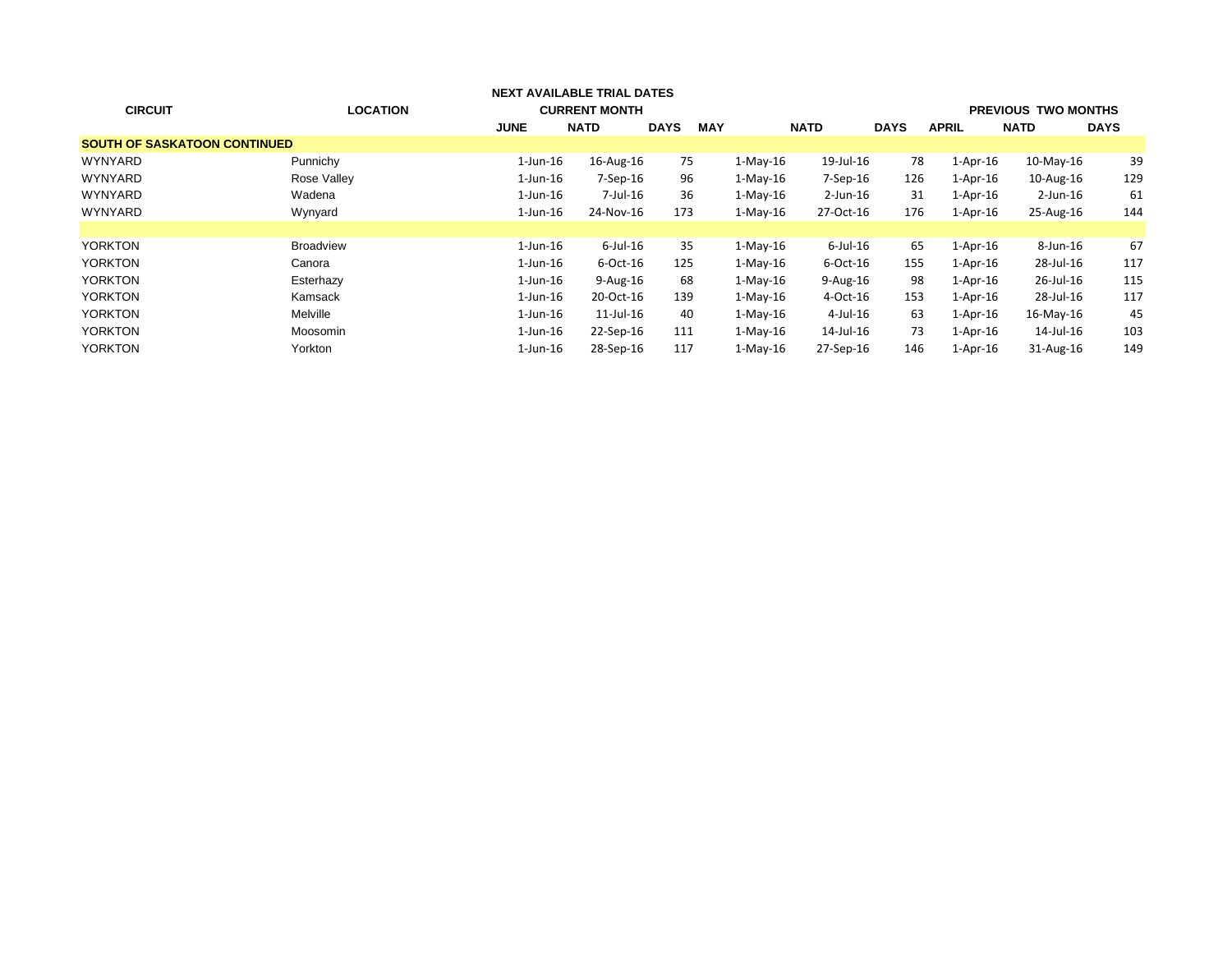| CIRCUIT | LOCATION | NEXT AVAILABLE TRIAL DATES | | | | | | | | |
|---|---|---|---|---|---|---|---|---|---|---|
| | | CURRENT MONTH | | | | | | PREVIOUS TWO MONTHS | | |
| | | JUNE | NATD | DAYS | MAY | NATD | DAYS | APRIL | NATD | DAYS |
| **SOUTH OF SASKATOON CONTINUED** | | | | | | | | | | |
| WYNYARD | Punnichy | 1-Jun-16 | 16-Aug-16 | 75 | 1-May-16 | 19-Jul-16 | 78 | 1-Apr-16 | 10-May-16 | 39 |
| WYNYARD | Rose Valley | 1-Jun-16 | 7-Sep-16 | 96 | 1-May-16 | 7-Sep-16 | 126 | 1-Apr-16 | 10-Aug-16 | 129 |
| WYNYARD | Wadena | 1-Jun-16 | 7-Jul-16 | 36 | 1-May-16 | 2-Jun-16 | 31 | 1-Apr-16 | 2-Jun-16 | 61 |
| WYNYARD | Wynyard | 1-Jun-16 | 24-Nov-16 | 173 | 1-May-16 | 27-Oct-16 | 176 | 1-Apr-16 | 25-Aug-16 | 144 |
| | | | | | | | | | | |
| YORKTON | Broadview | 1-Jun-16 | 6-Jul-16 | 35 | 1-May-16 | 6-Jul-16 | 65 | 1-Apr-16 | 8-Jun-16 | 67 |
| YORKTON | Canora | 1-Jun-16 | 6-Oct-16 | 125 | 1-May-16 | 6-Oct-16 | 155 | 1-Apr-16 | 28-Jul-16 | 117 |
| YORKTON | Esterhazy | 1-Jun-16 | 9-Aug-16 | 68 | 1-May-16 | 9-Aug-16 | 98 | 1-Apr-16 | 26-Jul-16 | 115 |
| YORKTON | Kamsack | 1-Jun-16 | 20-Oct-16 | 139 | 1-May-16 | 4-Oct-16 | 153 | 1-Apr-16 | 28-Jul-16 | 117 |
| YORKTON | Melville | 1-Jun-16 | 11-Jul-16 | 40 | 1-May-16 | 4-Jul-16 | 63 | 1-Apr-16 | 16-May-16 | 45 |
| YORKTON | Moosomin | 1-Jun-16 | 22-Sep-16 | 111 | 1-May-16 | 14-Jul-16 | 73 | 1-Apr-16 | 14-Jul-16 | 103 |
| YORKTON | Yorkton | 1-Jun-16 | 28-Sep-16 | 117 | 1-May-16 | 27-Sep-16 | 146 | 1-Apr-16 | 31-Aug-16 | 149 |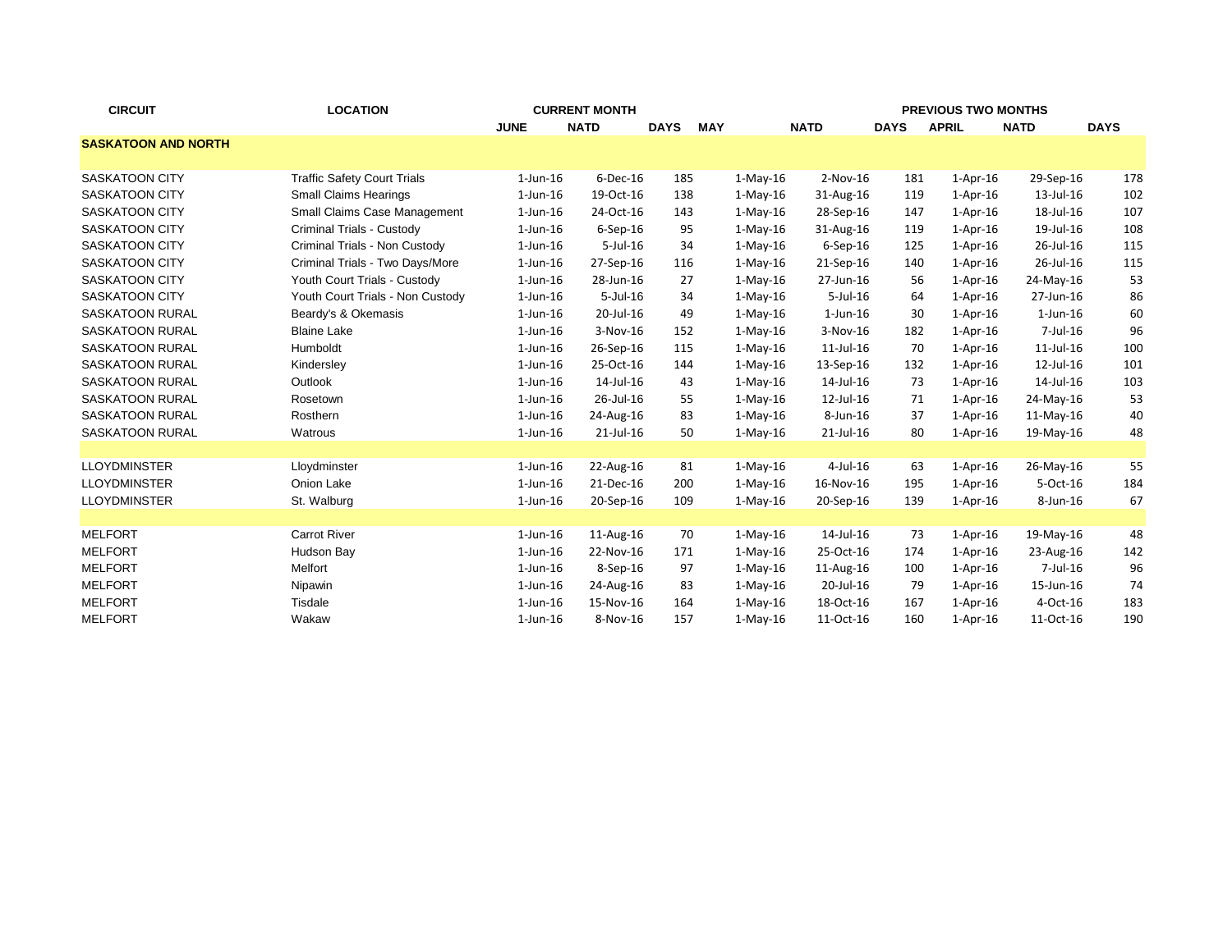| CIRCUIT | LOCATION | CURRENT MONTH | | | PREVIOUS TWO MONTHS | | | | | |
|---|---|---|---|---|---|---|---|---|---|---|
| | | JUNE | NATD | DAYS | MAY | NATD | DAYS | APRIL | NATD | DAYS |
| **SASKATOON AND NORTH** | | | | | | | | | | |
| SASKATOON CITY | Traffic Safety Court Trials | 1-Jun-16 | 6-Dec-16 | 185 | 1-May-16 | 2-Nov-16 | 181 | 1-Apr-16 | 29-Sep-16 | 178 |
| SASKATOON CITY | Small Claims Hearings | 1-Jun-16 | 19-Oct-16 | 138 | 1-May-16 | 31-Aug-16 | 119 | 1-Apr-16 | 13-Jul-16 | 102 |
| SASKATOON CITY | Small Claims Case Management | 1-Jun-16 | 24-Oct-16 | 143 | 1-May-16 | 28-Sep-16 | 147 | 1-Apr-16 | 18-Jul-16 | 107 |
| SASKATOON CITY | Criminal Trials - Custody | 1-Jun-16 | 6-Sep-16 | 95 | 1-May-16 | 31-Aug-16 | 119 | 1-Apr-16 | 19-Jul-16 | 108 |
| SASKATOON CITY | Criminal Trials - Non Custody | 1-Jun-16 | 5-Jul-16 | 34 | 1-May-16 | 6-Sep-16 | 125 | 1-Apr-16 | 26-Jul-16 | 115 |
| SASKATOON CITY | Criminal Trials - Two Days/More | 1-Jun-16 | 27-Sep-16 | 116 | 1-May-16 | 21-Sep-16 | 140 | 1-Apr-16 | 26-Jul-16 | 115 |
| SASKATOON CITY | Youth Court Trials - Custody | 1-Jun-16 | 28-Jun-16 | 27 | 1-May-16 | 27-Jun-16 | 56 | 1-Apr-16 | 24-May-16 | 53 |
| SASKATOON CITY | Youth Court Trials - Non Custody | 1-Jun-16 | 5-Jul-16 | 34 | 1-May-16 | 5-Jul-16 | 64 | 1-Apr-16 | 27-Jun-16 | 86 |
| SASKATOON RURAL | Beardy's & Okemasis | 1-Jun-16 | 20-Jul-16 | 49 | 1-May-16 | 1-Jun-16 | 30 | 1-Apr-16 | 1-Jun-16 | 60 |
| SASKATOON RURAL | Blaine Lake | 1-Jun-16 | 3-Nov-16 | 152 | 1-May-16 | 3-Nov-16 | 182 | 1-Apr-16 | 7-Jul-16 | 96 |
| SASKATOON RURAL | Humboldt | 1-Jun-16 | 26-Sep-16 | 115 | 1-May-16 | 11-Jul-16 | 70 | 1-Apr-16 | 11-Jul-16 | 100 |
| SASKATOON RURAL | Kindersley | 1-Jun-16 | 25-Oct-16 | 144 | 1-May-16 | 13-Sep-16 | 132 | 1-Apr-16 | 12-Jul-16 | 101 |
| SASKATOON RURAL | Outlook | 1-Jun-16 | 14-Jul-16 | 43 | 1-May-16 | 14-Jul-16 | 73 | 1-Apr-16 | 14-Jul-16 | 103 |
| SASKATOON RURAL | Rosetown | 1-Jun-16 | 26-Jul-16 | 55 | 1-May-16 | 12-Jul-16 | 71 | 1-Apr-16 | 24-May-16 | 53 |
| SASKATOON RURAL | Rosthern | 1-Jun-16 | 24-Aug-16 | 83 | 1-May-16 | 8-Jun-16 | 37 | 1-Apr-16 | 11-May-16 | 40 |
| SASKATOON RURAL | Watrous | 1-Jun-16 | 21-Jul-16 | 50 | 1-May-16 | 21-Jul-16 | 80 | 1-Apr-16 | 19-May-16 | 48 |
| | | | | | | | | | | |
| LLOYDMINSTER | Lloydminster | 1-Jun-16 | 22-Aug-16 | 81 | 1-May-16 | 4-Jul-16 | 63 | 1-Apr-16 | 26-May-16 | 55 |
| LLOYDMINSTER | Onion Lake | 1-Jun-16 | 21-Dec-16 | 200 | 1-May-16 | 16-Nov-16 | 195 | 1-Apr-16 | 5-Oct-16 | 184 |
| LLOYDMINSTER | St. Walburg | 1-Jun-16 | 20-Sep-16 | 109 | 1-May-16 | 20-Sep-16 | 139 | 1-Apr-16 | 8-Jun-16 | 67 |
| | | | | | | | | | | |
| MELFORT | Carrot River | 1-Jun-16 | 11-Aug-16 | 70 | 1-May-16 | 14-Jul-16 | 73 | 1-Apr-16 | 19-May-16 | 48 |
| MELFORT | Hudson Bay | 1-Jun-16 | 22-Nov-16 | 171 | 1-May-16 | 25-Oct-16 | 174 | 1-Apr-16 | 23-Aug-16 | 142 |
| MELFORT | Melfort | 1-Jun-16 | 8-Sep-16 | 97 | 1-May-16 | 11-Aug-16 | 100 | 1-Apr-16 | 7-Jul-16 | 96 |
| MELFORT | Nipawin | 1-Jun-16 | 24-Aug-16 | 83 | 1-May-16 | 20-Jul-16 | 79 | 1-Apr-16 | 15-Jun-16 | 74 |
| MELFORT | Tisdale | 1-Jun-16 | 15-Nov-16 | 164 | 1-May-16 | 18-Oct-16 | 167 | 1-Apr-16 | 4-Oct-16 | 183 |
| MELFORT | Wakaw | 1-Jun-16 | 8-Nov-16 | 157 | 1-May-16 | 11-Oct-16 | 160 | 1-Apr-16 | 11-Oct-16 | 190 |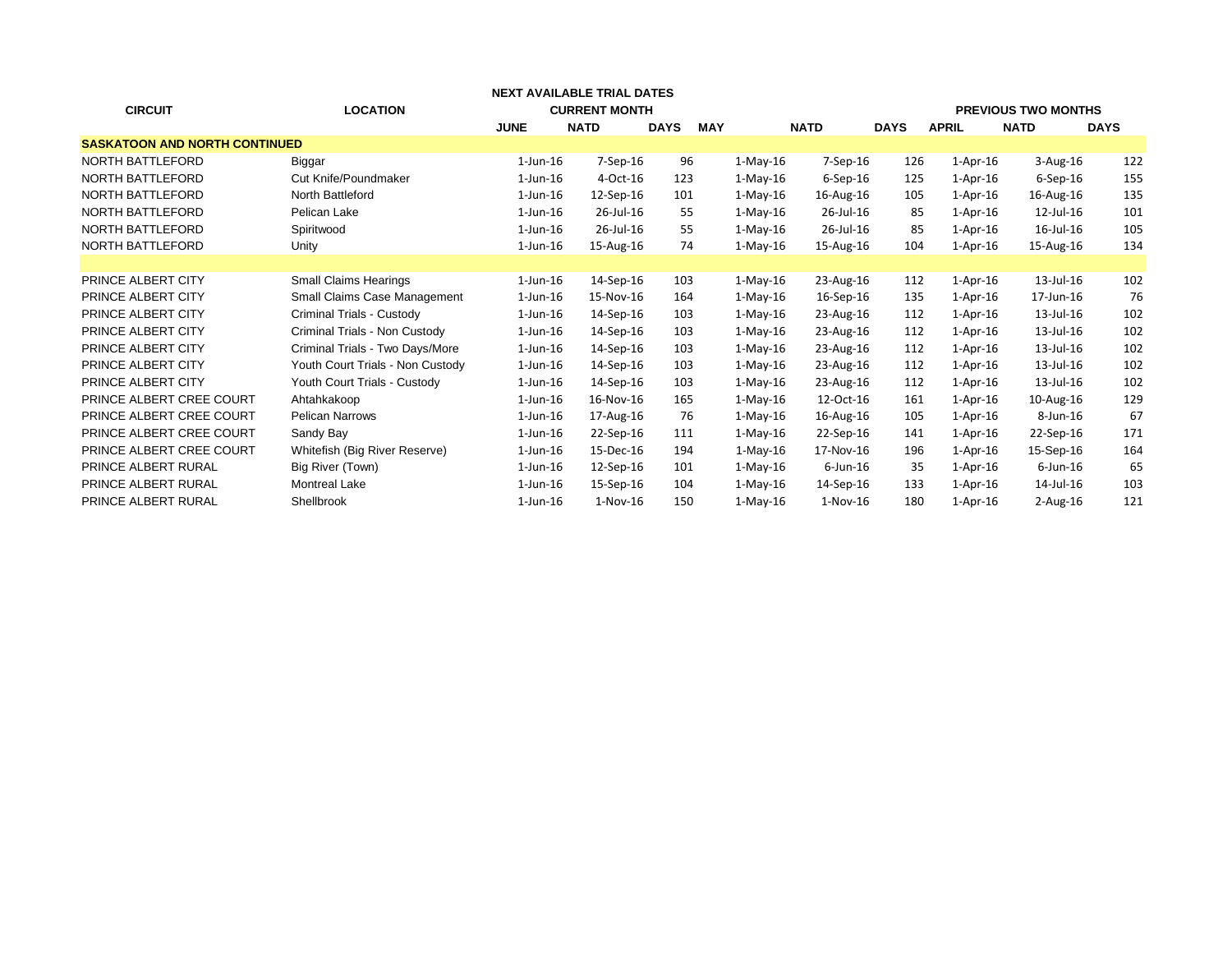| CIRCUIT | LOCATION | NEXT AVAILABLE TRIAL DATES CURRENT MONTH | | | PREVIOUS TWO MONTHS | | | | | |
|---|---|---|---|---|---|---|---|---|---|---|
| | | JUNE | NATD | DAYS | MAY | NATD | DAYS | APRIL | NATD | DAYS |
| **SASKATOON AND NORTH CONTINUED** | | | | | | | | | | |
| NORTH BATTLEFORD | Biggar | 1-Jun-16 | 7-Sep-16 | 96 | 1-May-16 | 7-Sep-16 | 126 | 1-Apr-16 | 3-Aug-16 | 122 |
| NORTH BATTLEFORD | Cut Knife/Poundmaker | 1-Jun-16 | 4-Oct-16 | 123 | 1-May-16 | 6-Sep-16 | 125 | 1-Apr-16 | 6-Sep-16 | 155 |
| NORTH BATTLEFORD | North Battleford | 1-Jun-16 | 12-Sep-16 | 101 | 1-May-16 | 16-Aug-16 | 105 | 1-Apr-16 | 16-Aug-16 | 135 |
| NORTH BATTLEFORD | Pelican Lake | 1-Jun-16 | 26-Jul-16 | 55 | 1-May-16 | 26-Jul-16 | 85 | 1-Apr-16 | 12-Jul-16 | 101 |
| NORTH BATTLEFORD | Spiritwood | 1-Jun-16 | 26-Jul-16 | 55 | 1-May-16 | 26-Jul-16 | 85 | 1-Apr-16 | 16-Jul-16 | 105 |
| NORTH BATTLEFORD | Unity | 1-Jun-16 | 15-Aug-16 | 74 | 1-May-16 | 15-Aug-16 | 104 | 1-Apr-16 | 15-Aug-16 | 134 |
| | | | | | | | | | | |
| PRINCE ALBERT CITY | Small Claims Hearings | 1-Jun-16 | 14-Sep-16 | 103 | 1-May-16 | 23-Aug-16 | 112 | 1-Apr-16 | 13-Jul-16 | 102 |
| PRINCE ALBERT CITY | Small Claims Case Management | 1-Jun-16 | 15-Nov-16 | 164 | 1-May-16 | 16-Sep-16 | 135 | 1-Apr-16 | 17-Jun-16 | 76 |
| PRINCE ALBERT CITY | Criminal Trials - Custody | 1-Jun-16 | 14-Sep-16 | 103 | 1-May-16 | 23-Aug-16 | 112 | 1-Apr-16 | 13-Jul-16 | 102 |
| PRINCE ALBERT CITY | Criminal Trials - Non Custody | 1-Jun-16 | 14-Sep-16 | 103 | 1-May-16 | 23-Aug-16 | 112 | 1-Apr-16 | 13-Jul-16 | 102 |
| PRINCE ALBERT CITY | Criminal Trials - Two Days/More | 1-Jun-16 | 14-Sep-16 | 103 | 1-May-16 | 23-Aug-16 | 112 | 1-Apr-16 | 13-Jul-16 | 102 |
| PRINCE ALBERT CITY | Youth Court Trials - Non Custody | 1-Jun-16 | 14-Sep-16 | 103 | 1-May-16 | 23-Aug-16 | 112 | 1-Apr-16 | 13-Jul-16 | 102 |
| PRINCE ALBERT CITY | Youth Court Trials - Custody | 1-Jun-16 | 14-Sep-16 | 103 | 1-May-16 | 23-Aug-16 | 112 | 1-Apr-16 | 13-Jul-16 | 102 |
| PRINCE ALBERT CREE COURT | Ahtahkakoop | 1-Jun-16 | 16-Nov-16 | 165 | 1-May-16 | 12-Oct-16 | 161 | 1-Apr-16 | 10-Aug-16 | 129 |
| PRINCE ALBERT CREE COURT | Pelican Narrows | 1-Jun-16 | 17-Aug-16 | 76 | 1-May-16 | 16-Aug-16 | 105 | 1-Apr-16 | 8-Jun-16 | 67 |
| PRINCE ALBERT CREE COURT | Sandy Bay | 1-Jun-16 | 22-Sep-16 | 111 | 1-May-16 | 22-Sep-16 | 141 | 1-Apr-16 | 22-Sep-16 | 171 |
| PRINCE ALBERT CREE COURT | Whitefish (Big River Reserve) | 1-Jun-16 | 15-Dec-16 | 194 | 1-May-16 | 17-Nov-16 | 196 | 1-Apr-16 | 15-Sep-16 | 164 |
| PRINCE ALBERT RURAL | Big River (Town) | 1-Jun-16 | 12-Sep-16 | 101 | 1-May-16 | 6-Jun-16 | 35 | 1-Apr-16 | 6-Jun-16 | 65 |
| PRINCE ALBERT RURAL | Montreal Lake | 1-Jun-16 | 15-Sep-16 | 104 | 1-May-16 | 14-Sep-16 | 133 | 1-Apr-16 | 14-Jul-16 | 103 |
| PRINCE ALBERT RURAL | Shellbrook | 1-Jun-16 | 1-Nov-16 | 150 | 1-May-16 | 1-Nov-16 | 180 | 1-Apr-16 | 2-Aug-16 | 121 |